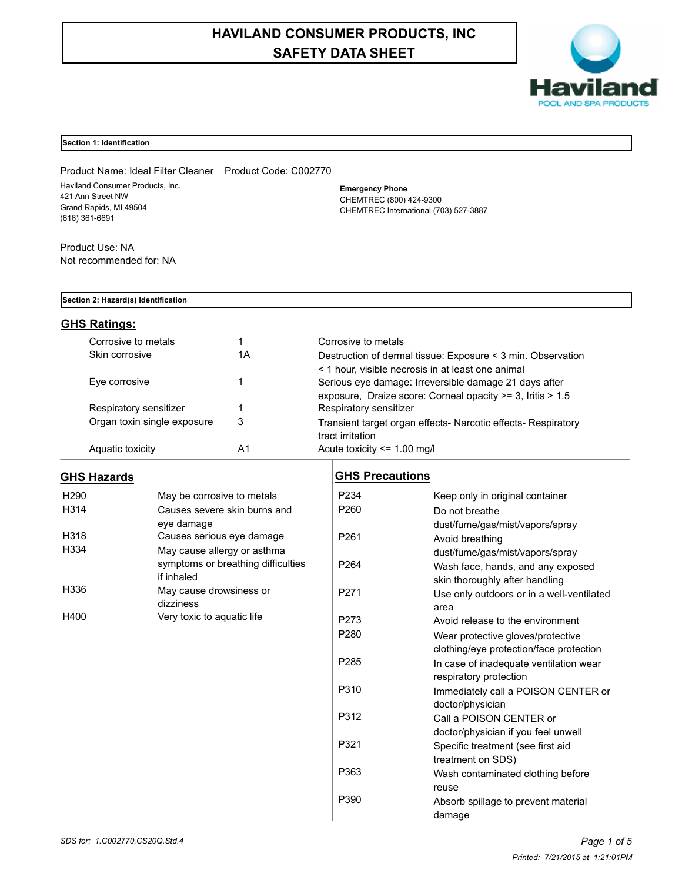# HAVILAND CONSUMER PRODUCTS, INC
# SAFETY DATA SHEET

## Section 1: Identification

Product Name: Ideal Filter Cleaner    Product Code: C002770

Haviland Consumer Products, Inc.
421 Ann Street NW
Grand Rapids, MI 49504
(616) 361-6691

**Emergency Phone**
CHEMTREC (800) 424-9300
CHEMTREC International (703) 527-3887

Product Use: NA
Not recommended for: NA

## Section 2: Hazard(s) Identification

### GHS Ratings:

| | | |
|---|---|---|
| Corrosive to metals | 1 | Corrosive to metals |
| Skin corrosive | 1A | Destruction of dermal tissue: Exposure < 3 min. Observation < 1 hour, visible necrosis in at least one animal |
| Eye corrosive | 1 | Serious eye damage: Irreversible damage 21 days after exposure, Draize score: Corneal opacity >= 3, Iritis > 1.5 |
| Respiratory sensitizer | 1 | Respiratory sensitizer |
| Organ toxin single exposure | 3 | Transient target organ effects- Narcotic effects- Respiratory tract irritation |
| Aquatic toxicity | A1 | Acute toxicity <= 1.00 mg/l |

### GHS Hazards

| | |
|---|---|
| H290 | May be corrosive to metals |
| H314 | Causes severe skin burns and eye damage |
| H318 | Causes serious eye damage |
| H334 | May cause allergy or asthma symptoms or breathing difficulties if inhaled |
| H336 | May cause drowsiness or dizziness |
| H400 | Very toxic to aquatic life |

### GHS Precautions

| | |
|---|---|
| P234 | Keep only in original container |
| P260 | Do not breathe dust/fume/gas/mist/vapors/spray |
| P261 | Avoid breathing dust/fume/gas/mist/vapors/spray |
| P264 | Wash face, hands, and any exposed skin thoroughly after handling |
| P271 | Use only outdoors or in a well-ventilated area |
| P273 | Avoid release to the environment |
| P280 | Wear protective gloves/protective clothing/eye protection/face protection |
| P285 | In case of inadequate ventilation wear respiratory protection |
| P310 | Immediately call a POISON CENTER or doctor/physician |
| P312 | Call a POISON CENTER or doctor/physician if you feel unwell |
| P321 | Specific treatment (see first aid treatment on SDS) |
| P363 | Wash contaminated clothing before reuse |
| P390 | Absorb spillage to prevent material damage |

*SDS for: 1.C002770.CS20Q.Std.4*

*Printed: 7/21/2015 at 1:21:01PM*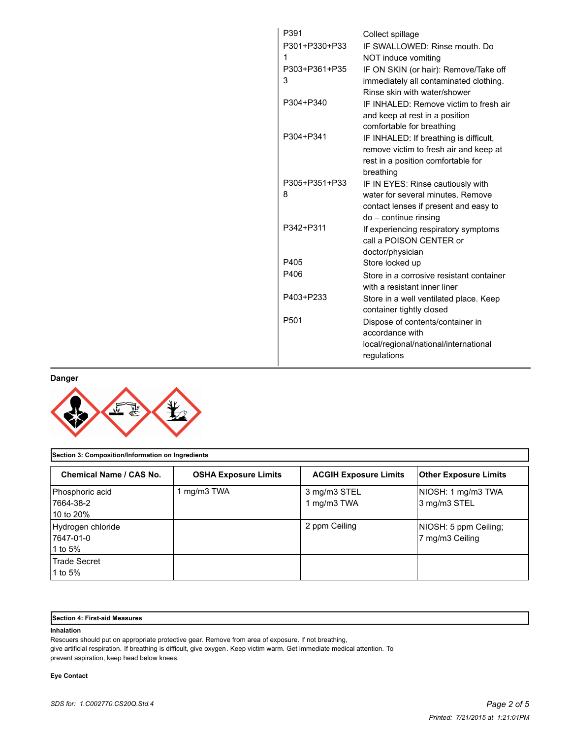| | |
|---|---|
| P391 | Collect spillage |
| P301+P330+P331 | IF SWALLOWED: Rinse mouth. Do NOT induce vomiting |
| P303+P361+P353 | IF ON SKIN (or hair): Remove/Take off immediately all contaminated clothing. Rinse skin with water/shower |
| P304+P340 | IF INHALED: Remove victim to fresh air and keep at rest in a position comfortable for breathing |
| P304+P341 | IF INHALED: If breathing is difficult, remove victim to fresh air and keep at rest in a position comfortable for breathing |
| P305+P351+P338 | IF IN EYES: Rinse cautiously with water for several minutes. Remove contact lenses if present and easy to do – continue rinsing |
| P342+P311 | If experiencing respiratory symptoms call a POISON CENTER or doctor/physician |
| P405 | Store locked up |
| P406 | Store in a corrosive resistant container with a resistant inner liner |
| P403+P233 | Store in a well ventilated place. Keep container tightly closed |
| P501 | Dispose of contents/container in accordance with local/regional/national/international regulations |

**Danger**

**Section 3: Composition/Information on Ingredients**

| Chemical Name / CAS No. | OSHA Exposure Limits | ACGIH Exposure Limits | Other Exposure Limits |
|---|---|---|---|
| Phosphoric acid<br>7664-38-2<br>10 to 20% | 1 mg/m3 TWA | 3 mg/m3 STEL<br>1 mg/m3 TWA | NIOSH: 1 mg/m3 TWA<br>3 mg/m3 STEL |
| Hydrogen chloride<br>7647-01-0<br>1 to 5% | | 2 ppm Ceiling | NIOSH: 5 ppm Ceiling;<br>7 mg/m3 Ceiling |
| Trade Secret<br>1 to 5% | | | |

**Section 4: First-aid Measures**

**Inhalation**

Rescuers should put on appropriate protective gear. Remove from area of exposure. If not breathing, give artificial respiration. If breathing is difficult, give oxygen. Keep victim warm. Get immediate medical attention. To prevent aspiration, keep head below knees.

**Eye Contact**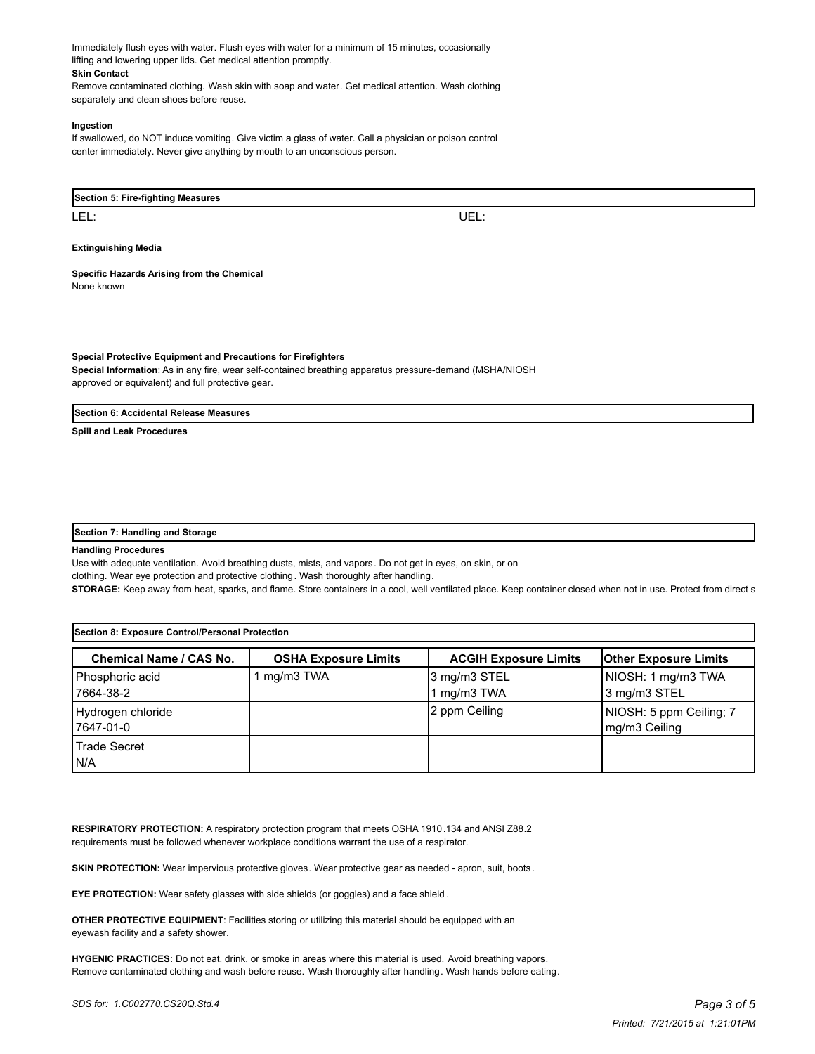Immediately flush eyes with water. Flush eyes with water for a minimum of 15 minutes, occasionally lifting and lowering upper lids. Get medical attention promptly.

**Skin Contact**

Remove contaminated clothing. Wash skin with soap and water. Get medical attention. Wash clothing separately and clean shoes before reuse.

**Ingestion**

If swallowed, do NOT induce vomiting. Give victim a glass of water. Call a physician or poison control center immediately. Never give anything by mouth to an unconscious person.

## Section 5: Fire-fighting Measures

LEL: UEL:

**Extinguishing Media**

**Specific Hazards Arising from the Chemical**

None known

**Special Protective Equipment and Precautions for Firefighters**

**Special Information**: As in any fire, wear self-contained breathing apparatus pressure-demand (MSHA/NIOSH approved or equivalent) and full protective gear.

## Section 6: Accidental Release Measures

**Spill and Leak Procedures**

## Section 7: Handling and Storage

**Handling Procedures**

Use with adequate ventilation. Avoid breathing dusts, mists, and vapors. Do not get in eyes, on skin, or on clothing. Wear eye protection and protective clothing. Wash thoroughly after handling.

**STORAGE:** Keep away from heat, sparks, and flame. Store containers in a cool, well ventilated place. Keep container closed when not in use. Protect from direct s

## Section 8: Exposure Control/Personal Protection

| Chemical Name / CAS No. | OSHA Exposure Limits | ACGIH Exposure Limits | Other Exposure Limits |
|---|---|---|---|
| Phosphoric acid<br>7664-38-2 | 1 mg/m3 TWA | 3 mg/m3 STEL<br>1 mg/m3 TWA | NIOSH: 1 mg/m3 TWA<br>3 mg/m3 STEL |
| Hydrogen chloride<br>7647-01-0 | | 2 ppm Ceiling | NIOSH: 5 ppm Ceiling; 7 mg/m3 Ceiling |
| Trade Secret<br>N/A | | | |

**RESPIRATORY PROTECTION:** A respiratory protection program that meets OSHA 1910.134 and ANSI Z88.2 requirements must be followed whenever workplace conditions warrant the use of a respirator.

**SKIN PROTECTION:** Wear impervious protective gloves. Wear protective gear as needed - apron, suit, boots.

**EYE PROTECTION:** Wear safety glasses with side shields (or goggles) and a face shield.

**OTHER PROTECTIVE EQUIPMENT**: Facilities storing or utilizing this material should be equipped with an eyewash facility and a safety shower.

**HYGENIC PRACTICES:** Do not eat, drink, or smoke in areas where this material is used. Avoid breathing vapors. Remove contaminated clothing and wash before reuse. Wash thoroughly after handling. Wash hands before eating.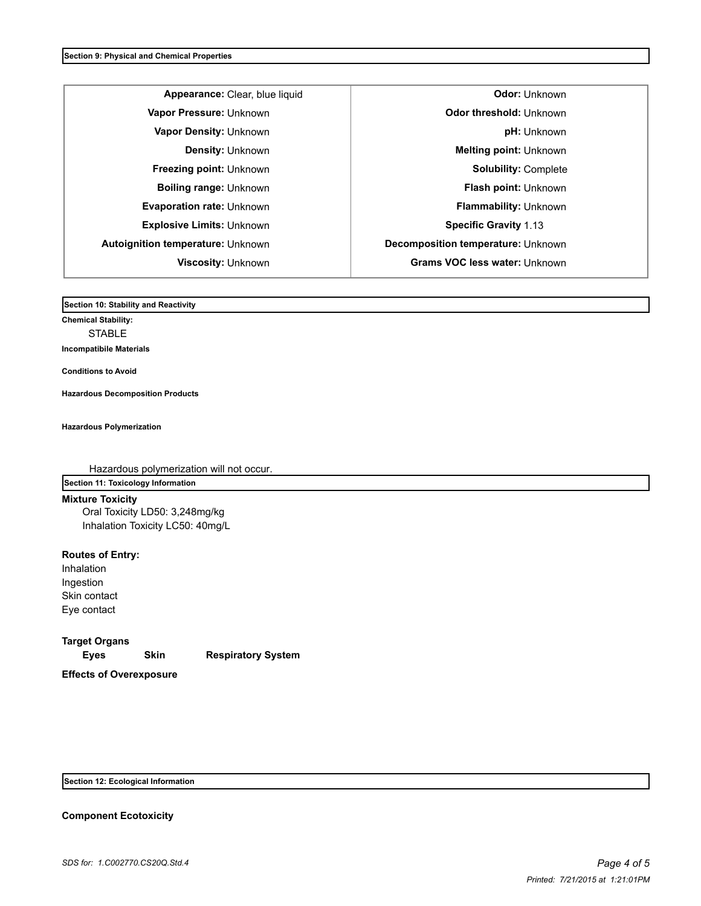## Section 9: Physical and Chemical Properties

| Property | Value | Property | Value |
|---|---|---|---|
| **Appearance:** | Clear, blue liquid | **Odor:** | Unknown |
| **Vapor Pressure:** | Unknown | **Odor threshold:** | Unknown |
| **Vapor Density:** | Unknown | **pH:** | Unknown |
| **Density:** | Unknown | **Melting point:** | Unknown |
| **Freezing point:** | Unknown | **Solubility:** | Complete |
| **Boiling range:** | Unknown | **Flash point:** | Unknown |
| **Evaporation rate:** | Unknown | **Flammability:** | Unknown |
| **Explosive Limits:** | Unknown | **Specific Gravity** | 1.13 |
| **Autoignition temperature:** | Unknown | **Decomposition temperature:** | Unknown |
| **Viscosity:** | Unknown | **Grams VOC less water:** | Unknown |

## Section 10: Stability and Reactivity

**Chemical Stability:**

STABLE

**Incompatibile Materials**

**Conditions to Avoid**

**Hazardous Decomposition Products**

**Hazardous Polymerization**

Hazardous polymerization will not occur.

## Section 11: Toxicology Information

**Mixture Toxicity**

Oral Toxicity LD50: 3,248mg/kg
Inhalation Toxicity LC50: 40mg/L

**Routes of Entry:**

Inhalation
Ingestion
Skin contact
Eye contact

**Target Organs**

**Eyes** **Skin** **Respiratory System**

**Effects of Overexposure**

## Section 12: Ecological Information

**Component Ecotoxicity**

*SDS for: 1.C002770.CS20Q.Std.4*

*Printed: 7/21/2015 at 1:21:01PM*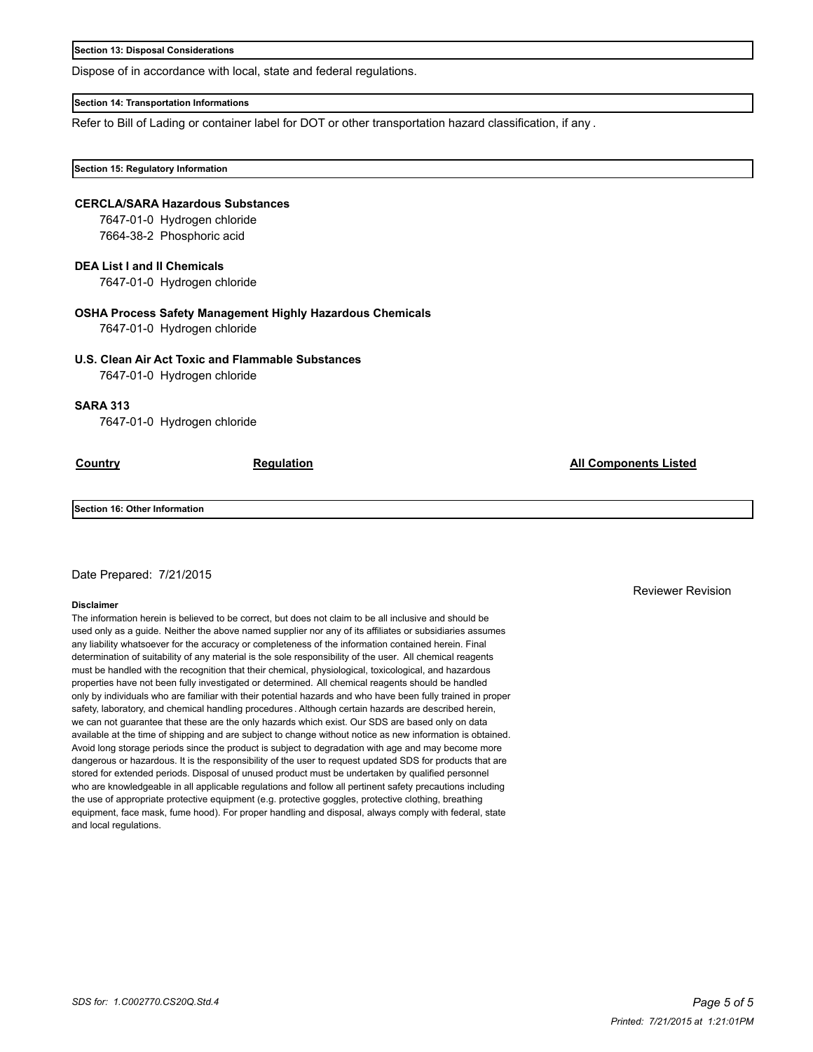## Section 13: Disposal Considerations

Dispose of in accordance with local, state and federal regulations.

## Section 14: Transportation Informations

Refer to Bill of Lading or container label for DOT or other transportation hazard classification, if any .

## Section 15: Regulatory Information

**CERCLA/SARA Hazardous Substances**

7647-01-0 Hydrogen chloride
7664-38-2 Phosphoric acid

**DEA List I and II Chemicals**

7647-01-0 Hydrogen chloride

**OSHA Process Safety Management Highly Hazardous Chemicals**

7647-01-0 Hydrogen chloride

**U.S. Clean Air Act Toxic and Flammable Substances**

7647-01-0 Hydrogen chloride

**SARA 313**

7647-01-0 Hydrogen chloride

| Country | Regulation | All Components Listed |
| --- | --- | --- |

## Section 16: Other Information

Date Prepared: 7/21/2015

Reviewer Revision

**Disclaimer**

The information herein is believed to be correct, but does not claim to be all inclusive and should be used only as a guide. Neither the above named supplier nor any of its affiliates or subsidiaries assumes any liability whatsoever for the accuracy or completeness of the information contained herein. Final determination of suitability of any material is the sole responsibility of the user. All chemical reagents must be handled with the recognition that their chemical, physiological, toxicological, and hazardous properties have not been fully investigated or determined. All chemical reagents should be handled only by individuals who are familiar with their potential hazards and who have been fully trained in proper safety, laboratory, and chemical handling procedures . Although certain hazards are described herein, we can not guarantee that these are the only hazards which exist. Our SDS are based only on data available at the time of shipping and are subject to change without notice as new information is obtained. Avoid long storage periods since the product is subject to degradation with age and may become more dangerous or hazardous. It is the responsibility of the user to request updated SDS for products that are stored for extended periods. Disposal of unused product must be undertaken by qualified personnel who are knowledgeable in all applicable regulations and follow all pertinent safety precautions including the use of appropriate protective equipment (e.g. protective goggles, protective clothing, breathing equipment, face mask, fume hood). For proper handling and disposal, always comply with federal, state and local regulations.